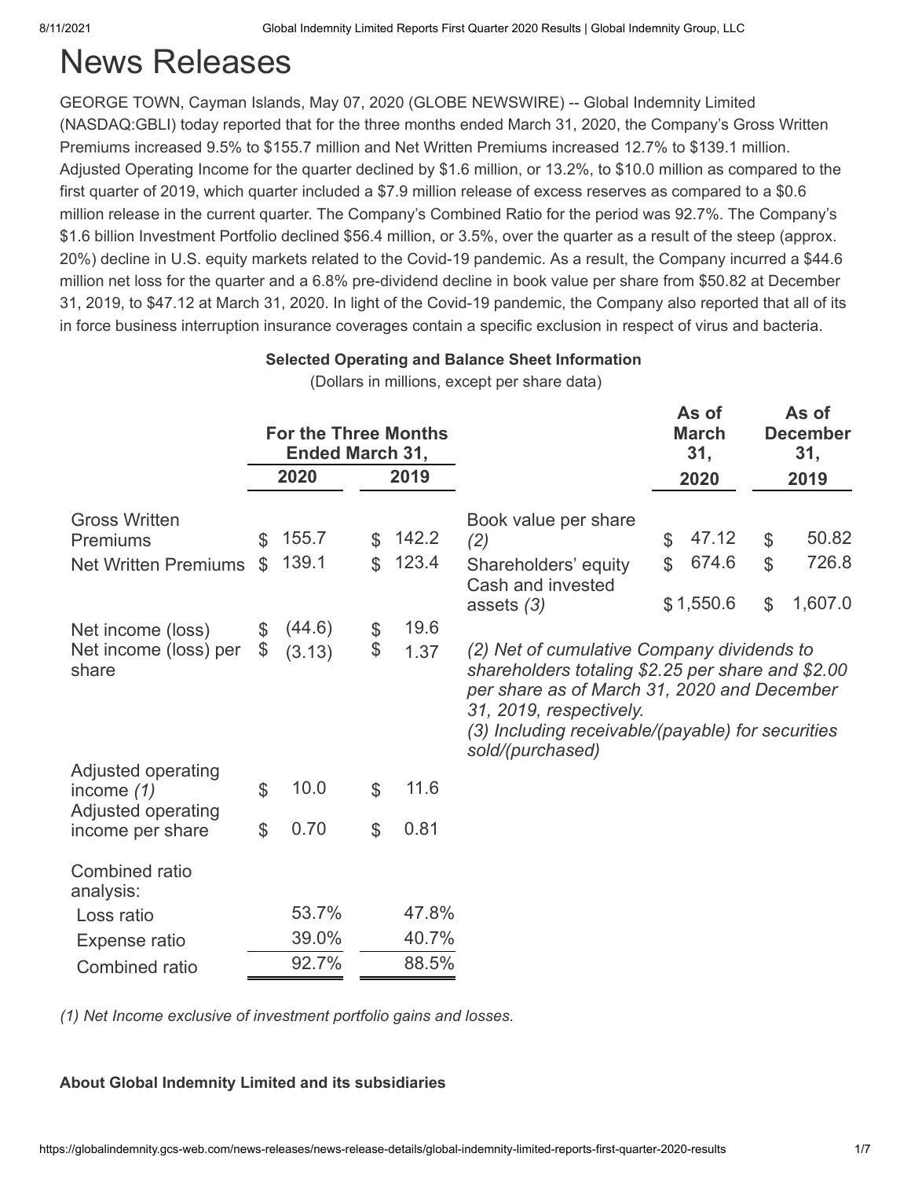# News Releases

GEORGE TOWN, Cayman Islands, May 07, 2020 (GLOBE NEWSWIRE) -- Global Indemnity Limited (NASDAQ:GBLI) today reported that for the three months ended March 31, 2020, the Company's Gross Written Premiums increased 9.5% to $155.7 million and Net Written Premiums increased 12.7% to $139.1 million. Adjusted Operating Income for the quarter declined by $1.6 million, or 13.2%, to $10.0 million as compared to the first quarter of 2019, which quarter included a $7.9 million release of excess reserves as compared to a $0.6 million release in the current quarter. The Company's Combined Ratio for the period was 92.7%. The Company's $1.6 billion Investment Portfolio declined $56.4 million, or 3.5%, over the quarter as a result of the steep (approx. 20%) decline in U.S. equity markets related to the Covid-19 pandemic. As a result, the Company incurred a $44.6 million net loss for the quarter and a 6.8% pre-dividend decline in book value per share from $50.82 at December 31, 2019, to $47.12 at March 31, 2020. In light of the Covid-19 pandemic, the Company also reported that all of its in force business interruption insurance coverages contain a specific exclusion in respect of virus and bacteria.

**Selected Operating and Balance Sheet Information**

(Dollars in millions, except per share data)

| | For the Three Months Ended March 31, | |
|---|---|---|
| | 2020 | 2019 |
| Gross Written Premiums | $ 155.7 | $ 142.2 |
| Net Written Premiums | $ 139.1 | $ 123.4 |
| Net income (loss) | $ (44.6) | $ 19.6 |
| Net income (loss) per share | $ (3.13) | $ 1.37 |
| Adjusted operating income *(1)* | $ 10.0 | $ 11.6 |
| Adjusted operating income per share | $ 0.70 | $ 0.81 |
| Combined ratio analysis: | | |
| Loss ratio | 53.7% | 47.8% |
| Expense ratio | 39.0% | 40.7% |
| Combined ratio | 92.7% | 88.5% |

| | As of March 31, 2020 | As of December 31, 2019 |
|---|---|---|
| Book value per share *(2)* | $ 47.12 | $ 50.82 |
| Shareholders' equity | $ 674.6 | $ 726.8 |
| Cash and invested assets *(3)* | $ 1,550.6 | $ 1,607.0 |

*(2) Net of cumulative Company dividends to shareholders totaling $2.25 per share and $2.00 per share as of March 31, 2020 and December 31, 2019, respectively.*
*(3) Including receivable/(payable) for securities sold/(purchased)*

*(1) Net Income exclusive of investment portfolio gains and losses.*

**About Global Indemnity Limited and its subsidiaries**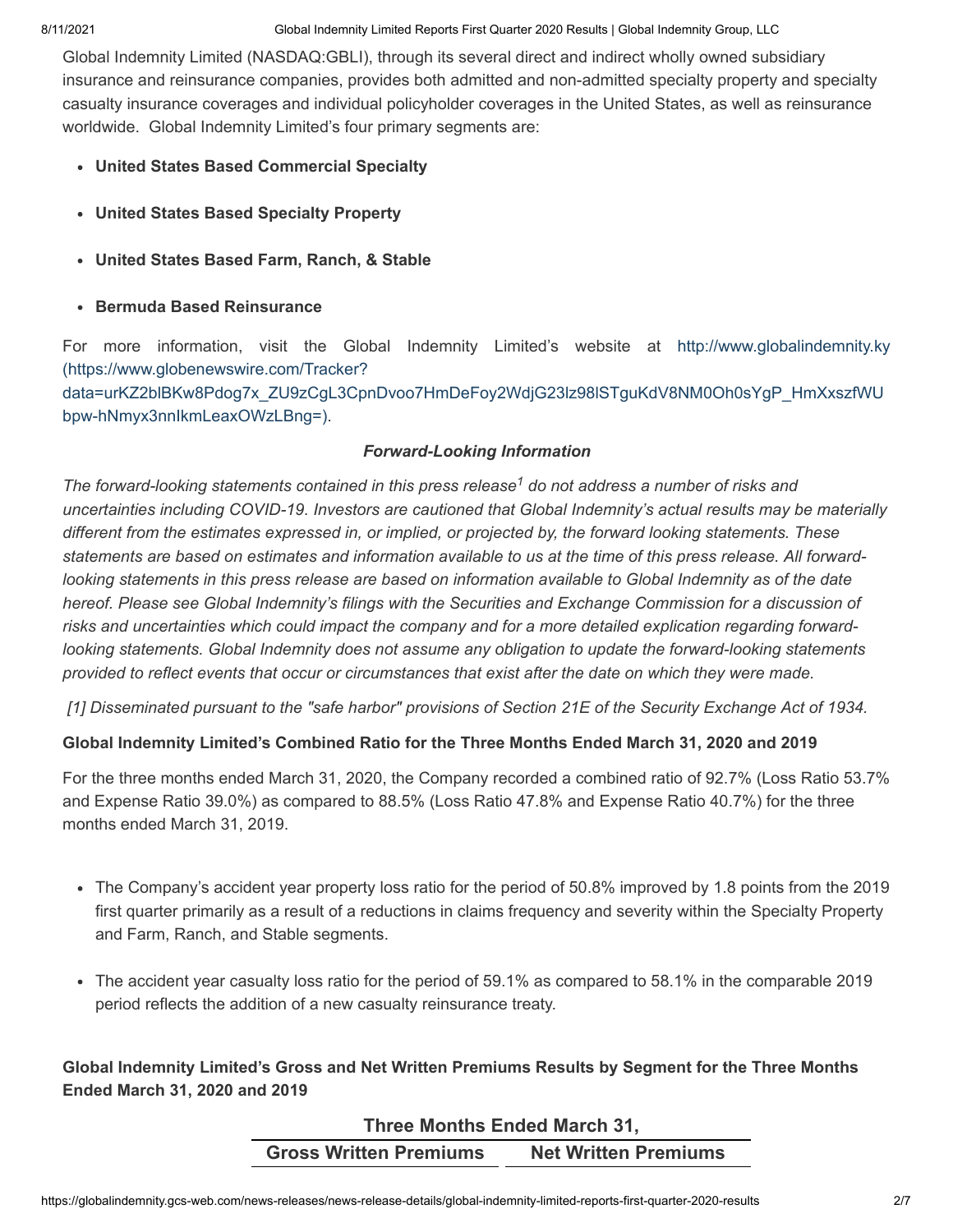Global Indemnity Limited (NASDAQ:GBLI), through its several direct and indirect wholly owned subsidiary insurance and reinsurance companies, provides both admitted and non-admitted specialty property and specialty casualty insurance coverages and individual policyholder coverages in the United States, as well as reinsurance worldwide. Global Indemnity Limited's four primary segments are:

- **United States Based Commercial Specialty**
- **United States Based Specialty Property**
- **United States Based Farm, Ranch, & Stable**
- **Bermuda Based Reinsurance**

For more information, visit the Global Indemnity Limited's website at http://www.globalindemnity.ky (https://www.globenewswire.com/Tracker?data=urKZ2blBKw8Pdog7x_ZU9zCgL3CpnDvoo7HmDeFoy2WdjG23lz98lSTguKdV8NM0Oh0sYgP_HmXxszfWUbpw-hNmyx3nnIkmLeaxOWzLBng=).

***Forward-Looking Information***

*The forward-looking statements contained in this press release[1] do not address a number of risks and uncertainties including COVID-19. Investors are cautioned that Global Indemnity's actual results may be materially different from the estimates expressed in, or implied, or projected by, the forward looking statements. These statements are based on estimates and information available to us at the time of this press release. All forward-looking statements in this press release are based on information available to Global Indemnity as of the date hereof. Please see Global Indemnity's filings with the Securities and Exchange Commission for a discussion of risks and uncertainties which could impact the company and for a more detailed explication regarding forward-looking statements. Global Indemnity does not assume any obligation to update the forward-looking statements provided to reflect events that occur or circumstances that exist after the date on which they were made.*

*[1] Disseminated pursuant to the "safe harbor" provisions of Section 21E of the Security Exchange Act of 1934.*

**Global Indemnity Limited's Combined Ratio for the Three Months Ended March 31, 2020 and 2019**

For the three months ended March 31, 2020, the Company recorded a combined ratio of 92.7% (Loss Ratio 53.7% and Expense Ratio 39.0%) as compared to 88.5% (Loss Ratio 47.8% and Expense Ratio 40.7%) for the three months ended March 31, 2019.

- The Company's accident year property loss ratio for the period of 50.8% improved by 1.8 points from the 2019 first quarter primarily as a result of a reductions in claims frequency and severity within the Specialty Property and Farm, Ranch, and Stable segments.
- The accident year casualty loss ratio for the period of 59.1% as compared to 58.1% in the comparable 2019 period reflects the addition of a new casualty reinsurance treaty.

**Global Indemnity Limited's Gross and Net Written Premiums Results by Segment for the Three Months Ended March 31, 2020 and 2019**

| Three Months Ended March 31, | |
|---|---|
| **Gross Written Premiums** | **Net Written Premiums** |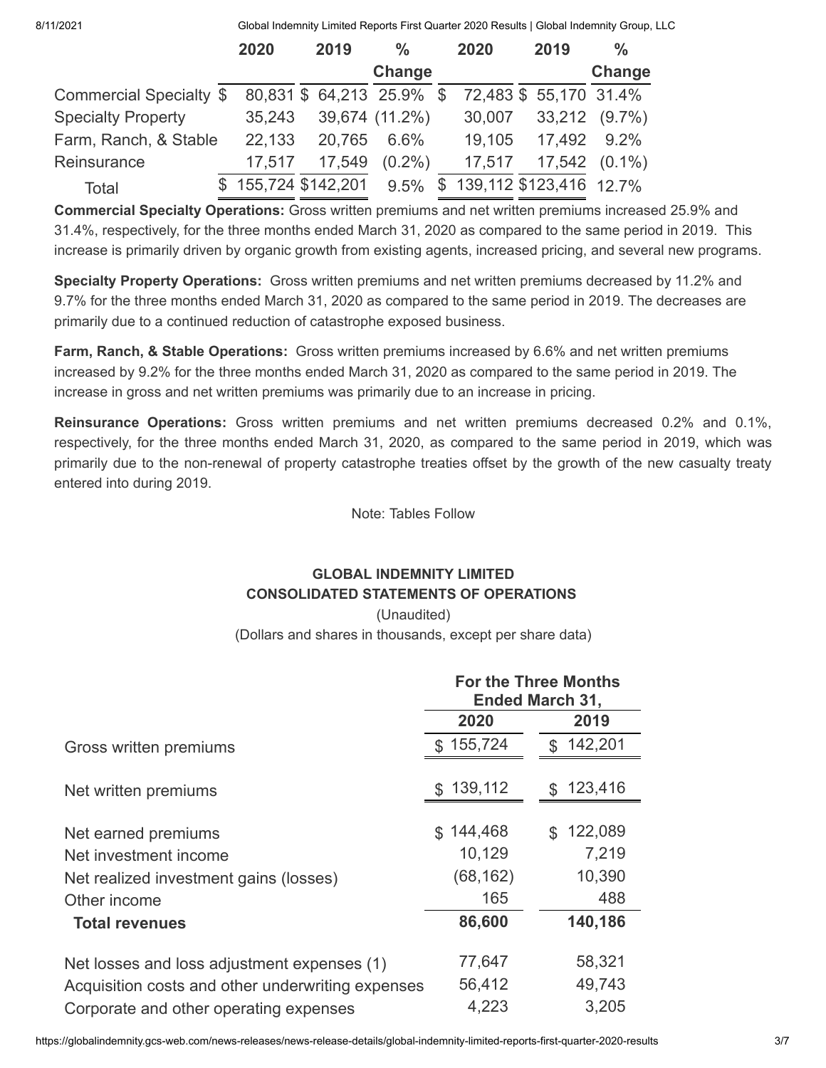| | 2020 | 2019 | % Change | 2020 | 2019 | % Change |
|---|---|---|---|---|---|---|
| Commercial Specialty | $ 80,831 | $ 64,213 | 25.9% | $ 72,483 | $ 55,170 | 31.4% |
| Specialty Property | 35,243 | 39,674 | (11.2%) | 30,007 | 33,212 | (9.7%) |
| Farm, Ranch, & Stable | 22,133 | 20,765 | 6.6% | 19,105 | 17,492 | 9.2% |
| Reinsurance | 17,517 | 17,549 | (0.2%) | 17,517 | 17,542 | (0.1%) |
| Total | $ 155,724 | $142,201 | 9.5% | $ 139,112 | $123,416 | 12.7% |

**Commercial Specialty Operations:** Gross written premiums and net written premiums increased 25.9% and 31.4%, respectively, for the three months ended March 31, 2020 as compared to the same period in 2019. This increase is primarily driven by organic growth from existing agents, increased pricing, and several new programs.

**Specialty Property Operations:** Gross written premiums and net written premiums decreased by 11.2% and 9.7% for the three months ended March 31, 2020 as compared to the same period in 2019. The decreases are primarily due to a continued reduction of catastrophe exposed business.

**Farm, Ranch, & Stable Operations:** Gross written premiums increased by 6.6% and net written premiums increased by 9.2% for the three months ended March 31, 2020 as compared to the same period in 2019. The increase in gross and net written premiums was primarily due to an increase in pricing.

**Reinsurance Operations:** Gross written premiums and net written premiums decreased 0.2% and 0.1%, respectively, for the three months ended March 31, 2020, as compared to the same period in 2019, which was primarily due to the non-renewal of property catastrophe treaties offset by the growth of the new casualty treaty entered into during 2019.

Note: Tables Follow

**GLOBAL INDEMNITY LIMITED**
**CONSOLIDATED STATEMENTS OF OPERATIONS**
(Unaudited)
(Dollars and shares in thousands, except per share data)

| | For the Three Months Ended March 31, | |
|---|---|---|
| | 2020 | 2019 |
| Gross written premiums | $ 155,724 | $ 142,201 |
| Net written premiums | $ 139,112 | $ 123,416 |
| Net earned premiums | $ 144,468 | $ 122,089 |
| Net investment income | 10,129 | 7,219 |
| Net realized investment gains (losses) | (68,162) | 10,390 |
| Other income | 165 | 488 |
| **Total revenues** | **86,600** | **140,186** |
| Net losses and loss adjustment expenses (1) | 77,647 | 58,321 |
| Acquisition costs and other underwriting expenses | 56,412 | 49,743 |
| Corporate and other operating expenses | 4,223 | 3,205 |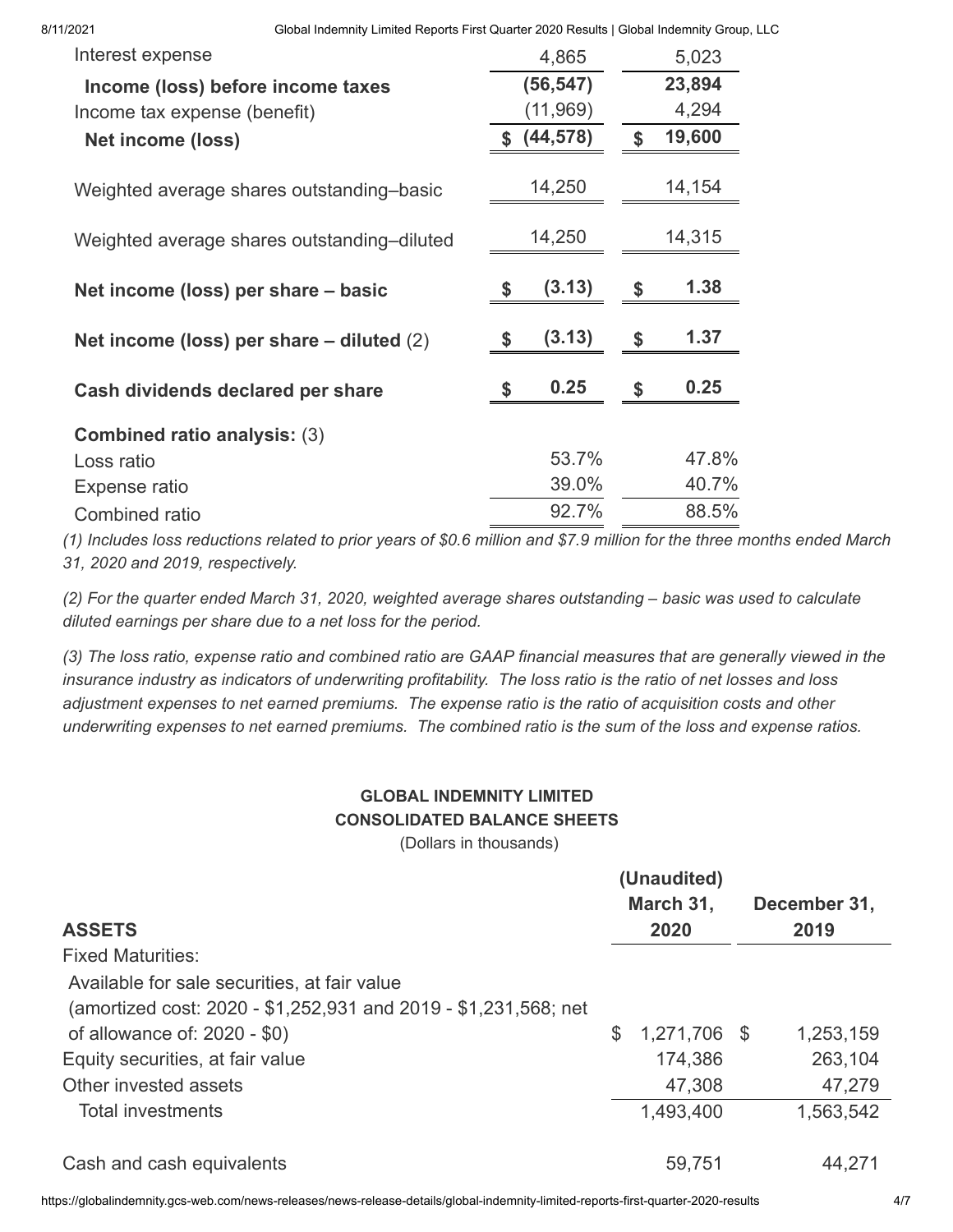| | | |
|---|---|---|
| Interest expense | 4,865 | 5,023 |
| **Income (loss) before income taxes** | **(56,547)** | **23,894** |
| Income tax expense (benefit) | (11,969) | 4,294 |
| **Net income (loss)** | **$ (44,578)** | **$ 19,600** |
| Weighted average shares outstanding–basic | 14,250 | 14,154 |
| Weighted average shares outstanding–diluted | 14,250 | 14,315 |
| **Net income (loss) per share – basic** | **$ (3.13)** | **$ 1.38** |
| **Net income (loss) per share – diluted** (2) | **$ (3.13)** | **$ 1.37** |
| **Cash dividends declared per share** | **$ 0.25** | **$ 0.25** |
| **Combined ratio analysis:** (3) | | |
| Loss ratio | 53.7% | 47.8% |
| Expense ratio | 39.0% | 40.7% |
| Combined ratio | 92.7% | 88.5% |

*(1) Includes loss reductions related to prior years of $0.6 million and $7.9 million for the three months ended March 31, 2020 and 2019, respectively.*

*(2) For the quarter ended March 31, 2020, weighted average shares outstanding – basic was used to calculate diluted earnings per share due to a net loss for the period.*

*(3) The loss ratio, expense ratio and combined ratio are GAAP financial measures that are generally viewed in the insurance industry as indicators of underwriting profitability. The loss ratio is the ratio of net losses and loss adjustment expenses to net earned premiums. The expense ratio is the ratio of acquisition costs and other underwriting expenses to net earned premiums. The combined ratio is the sum of the loss and expense ratios.*

**GLOBAL INDEMNITY LIMITED**
**CONSOLIDATED BALANCE SHEETS**
(Dollars in thousands)

| **ASSETS** | **(Unaudited) March 31, 2020** | **December 31, 2019** |
|---|---|---|
| Fixed Maturities: | | |
| Available for sale securities, at fair value (amortized cost: 2020 - $1,252,931 and 2019 - $1,231,568; net of allowance of: 2020 - $0) | $ 1,271,706 | $ 1,253,159 |
| Equity securities, at fair value | 174,386 | 263,104 |
| Other invested assets | 47,308 | 47,279 |
| Total investments | 1,493,400 | 1,563,542 |
| Cash and cash equivalents | 59,751 | 44,271 |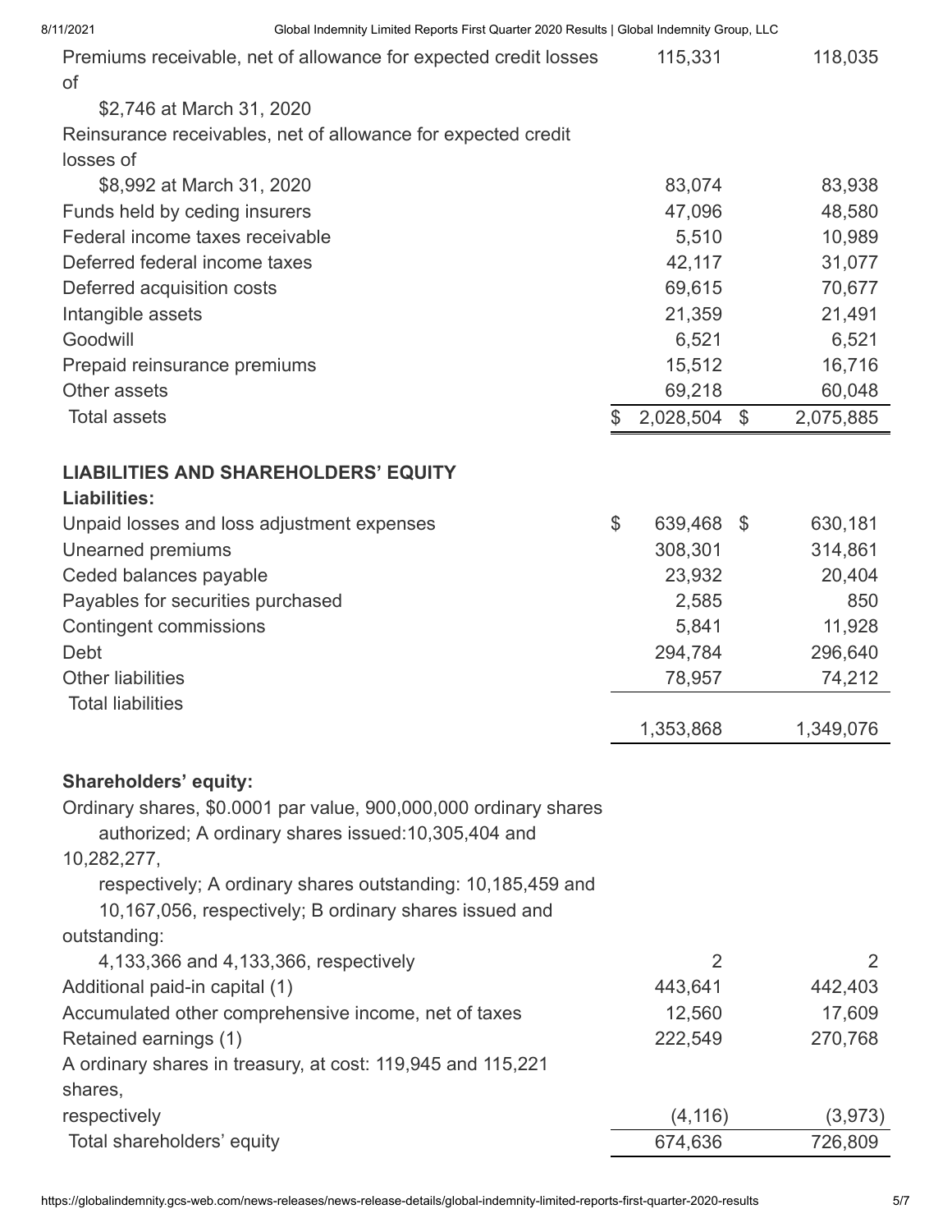| | | |
|---|---|---|
| Premiums receivable, net of allowance for expected credit losses of $2,746 at March 31, 2020 | 115,331 | 118,035 |
| Reinsurance receivables, net of allowance for expected credit losses of $8,992 at March 31, 2020 | 83,074 | 83,938 |
| Funds held by ceding insurers | 47,096 | 48,580 |
| Federal income taxes receivable | 5,510 | 10,989 |
| Deferred federal income taxes | 42,117 | 31,077 |
| Deferred acquisition costs | 69,615 | 70,677 |
| Intangible assets | 21,359 | 21,491 |
| Goodwill | 6,521 | 6,521 |
| Prepaid reinsurance premiums | 15,512 | 16,716 |
| Other assets | 69,218 | 60,048 |
| Total assets | $ 2,028,504 | $ 2,075,885 |
| | | |
| **LIABILITIES AND SHAREHOLDERS' EQUITY** | | |
| **Liabilities:** | | |
| Unpaid losses and loss adjustment expenses | $ 639,468 | $ 630,181 |
| Unearned premiums | 308,301 | 314,861 |
| Ceded balances payable | 23,932 | 20,404 |
| Payables for securities purchased | 2,585 | 850 |
| Contingent commissions | 5,841 | 11,928 |
| Debt | 294,784 | 296,640 |
| Other liabilities | 78,957 | 74,212 |
| Total liabilities | 1,353,868 | 1,349,076 |
| | | |
| **Shareholders' equity:** | | |
| Ordinary shares, $0.0001 par value, 900,000,000 ordinary shares authorized; A ordinary shares issued:10,305,404 and 10,282,277, respectively; A ordinary shares outstanding: 10,185,459 and 10,167,056, respectively; B ordinary shares issued and outstanding: 4,133,366 and 4,133,366, respectively | 2 | 2 |
| Additional paid-in capital (1) | 443,641 | 442,403 |
| Accumulated other comprehensive income, net of taxes | 12,560 | 17,609 |
| Retained earnings (1) | 222,549 | 270,768 |
| A ordinary shares in treasury, at cost: 119,945 and 115,221 shares, respectively | (4,116) | (3,973) |
| Total shareholders' equity | 674,636 | 726,809 |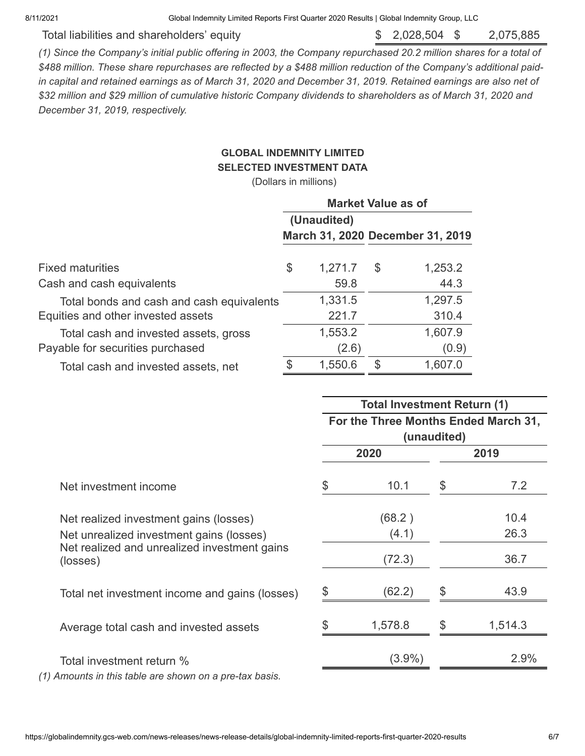| | | |
|---|---|---|
| Total liabilities and shareholders' equity | $ 2,028,504 | $ 2,075,885 |

*(1) Since the Company's initial public offering in 2003, the Company repurchased 20.2 million shares for a total of $488 million. These share repurchases are reflected by a $488 million reduction of the Company's additional paid-in capital and retained earnings as of March 31, 2020 and December 31, 2019. Retained earnings are also net of $32 million and $29 million of cumulative historic Company dividends to shareholders as of March 31, 2020 and December 31, 2019, respectively.*

**GLOBAL INDEMNITY LIMITED**
**SELECTED INVESTMENT DATA**
(Dollars in millions)

| | Market Value as of | |
|---|---|---|
| | (Unaudited) March 31, 2020 | December 31, 2019 |
| Fixed maturities | $ 1,271.7 | $ 1,253.2 |
| Cash and cash equivalents | 59.8 | 44.3 |
| Total bonds and cash and cash equivalents | 1,331.5 | 1,297.5 |
| Equities and other invested assets | 221.7 | 310.4 |
| Total cash and invested assets, gross | 1,553.2 | 1,607.9 |
| Payable for securities purchased | (2.6) | (0.9) |
| Total cash and invested assets, net | $ 1,550.6 | $ 1,607.0 |

| | Total Investment Return (1) | |
|---|---|---|
| | For the Three Months Ended March 31, (unaudited) | |
| | 2020 | 2019 |
| Net investment income | $ 10.1 | $ 7.2 |
| Net realized investment gains (losses) | (68.2) | 10.4 |
| Net unrealized investment gains (losses) | (4.1) | 26.3 |
| Net realized and unrealized investment gains (losses) | (72.3) | 36.7 |
| Total net investment income and gains (losses) | $ (62.2) | $ 43.9 |
| Average total cash and invested assets | $ 1,578.8 | $ 1,514.3 |
| Total investment return % | (3.9%) | 2.9% |

*(1) Amounts in this table are shown on a pre-tax basis.*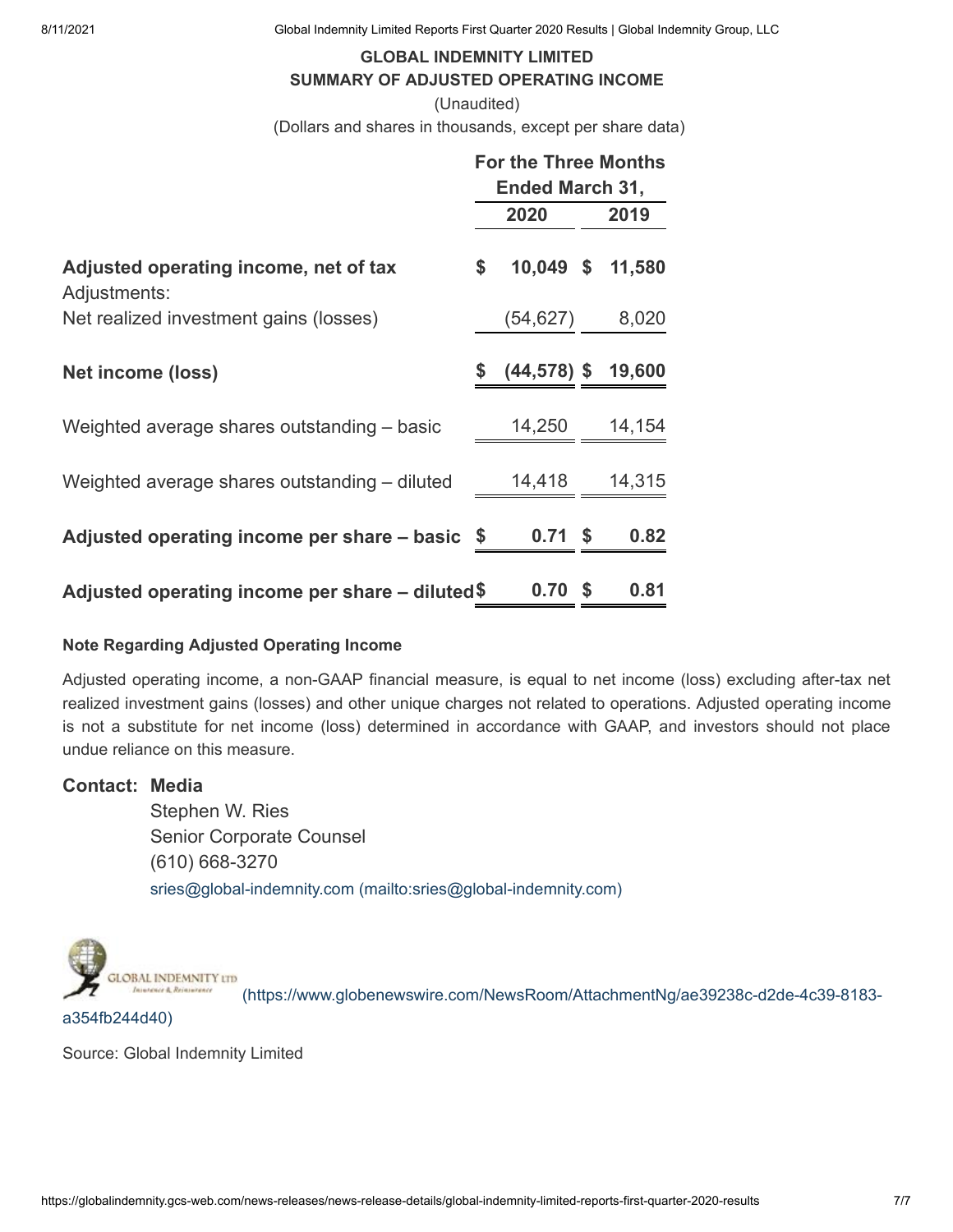**GLOBAL INDEMNITY LIMITED**

**SUMMARY OF ADJUSTED OPERATING INCOME**

(Unaudited)

(Dollars and shares in thousands, except per share data)

| | For the Three Months Ended March 31, | |
|---|---|---|
| | **2020** | **2019** |
| **Adjusted operating income, net of tax** | **$ 10,049** | **$ 11,580** |
| Adjustments: | | |
| Net realized investment gains (losses) | (54,627) | 8,020 |
| **Net income (loss)** | **$ (44,578)** | **$ 19,600** |
| Weighted average shares outstanding – basic | 14,250 | 14,154 |
| Weighted average shares outstanding – diluted | 14,418 | 14,315 |
| **Adjusted operating income per share – basic** | **$ 0.71** | **$ 0.82** |
| **Adjusted operating income per share – diluted** | **$ 0.70** | **$ 0.81** |

**Note Regarding Adjusted Operating Income**

Adjusted operating income, a non-GAAP financial measure, is equal to net income (loss) excluding after-tax net realized investment gains (losses) and other unique charges not related to operations. Adjusted operating income is not a substitute for net income (loss) determined in accordance with GAAP, and investors should not place undue reliance on this measure.

**Contact: Media**

Stephen W. Ries
Senior Corporate Counsel
(610) 668-3270
sries@global-indemnity.com (mailto:sries@global-indemnity.com)

GLOBAL INDEMNITY LTD (https://www.globenewswire.com/NewsRoom/AttachmentNg/ae39238c-d2de-4c39-8183-a354fb244d40)

Source: Global Indemnity Limited